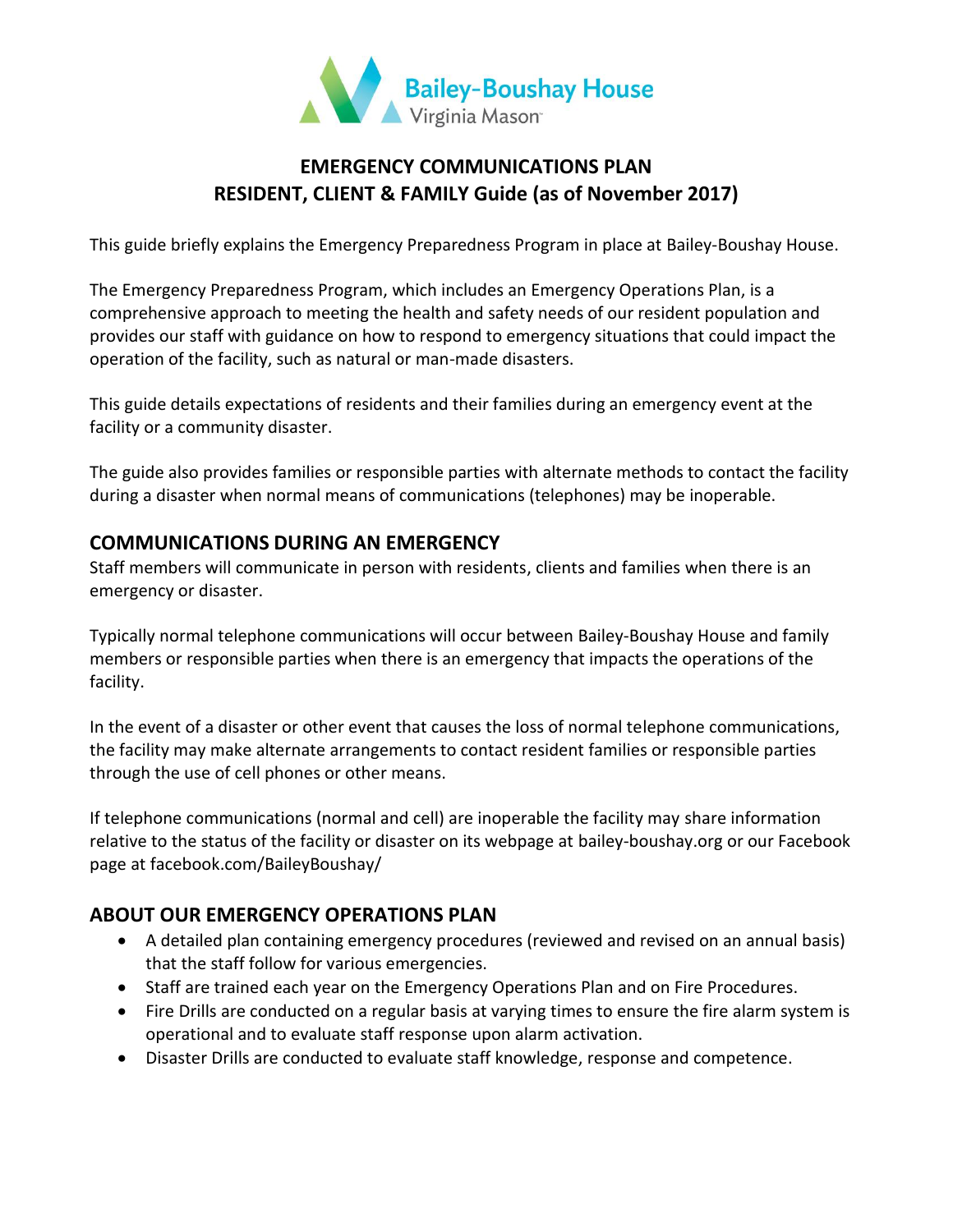Bailey-Boushay House
Virginia Mason

# EMERGENCY COMMUNICATIONS PLAN
# RESIDENT, CLIENT & FAMILY Guide (as of November 2017)

This guide briefly explains the Emergency Preparedness Program in place at Bailey-Boushay House.

The Emergency Preparedness Program, which includes an Emergency Operations Plan, is a comprehensive approach to meeting the health and safety needs of our resident population and provides our staff with guidance on how to respond to emergency situations that could impact the operation of the facility, such as natural or man-made disasters.

This guide details expectations of residents and their families during an emergency event at the facility or a community disaster.

The guide also provides families or responsible parties with alternate methods to contact the facility during a disaster when normal means of communications (telephones) may be inoperable.

## COMMUNICATIONS DURING AN EMERGENCY

Staff members will communicate in person with residents, clients and families when there is an emergency or disaster.

Typically normal telephone communications will occur between Bailey-Boushay House and family members or responsible parties when there is an emergency that impacts the operations of the facility.

In the event of a disaster or other event that causes the loss of normal telephone communications, the facility may make alternate arrangements to contact resident families or responsible parties through the use of cell phones or other means.

If telephone communications (normal and cell) are inoperable the facility may share information relative to the status of the facility or disaster on its webpage at bailey-boushay.org or our Facebook page at facebook.com/BaileyBoushay/

## ABOUT OUR EMERGENCY OPERATIONS PLAN

- A detailed plan containing emergency procedures (reviewed and revised on an annual basis) that the staff follow for various emergencies.
- Staff are trained each year on the Emergency Operations Plan and on Fire Procedures.
- Fire Drills are conducted on a regular basis at varying times to ensure the fire alarm system is operational and to evaluate staff response upon alarm activation.
- Disaster Drills are conducted to evaluate staff knowledge, response and competence.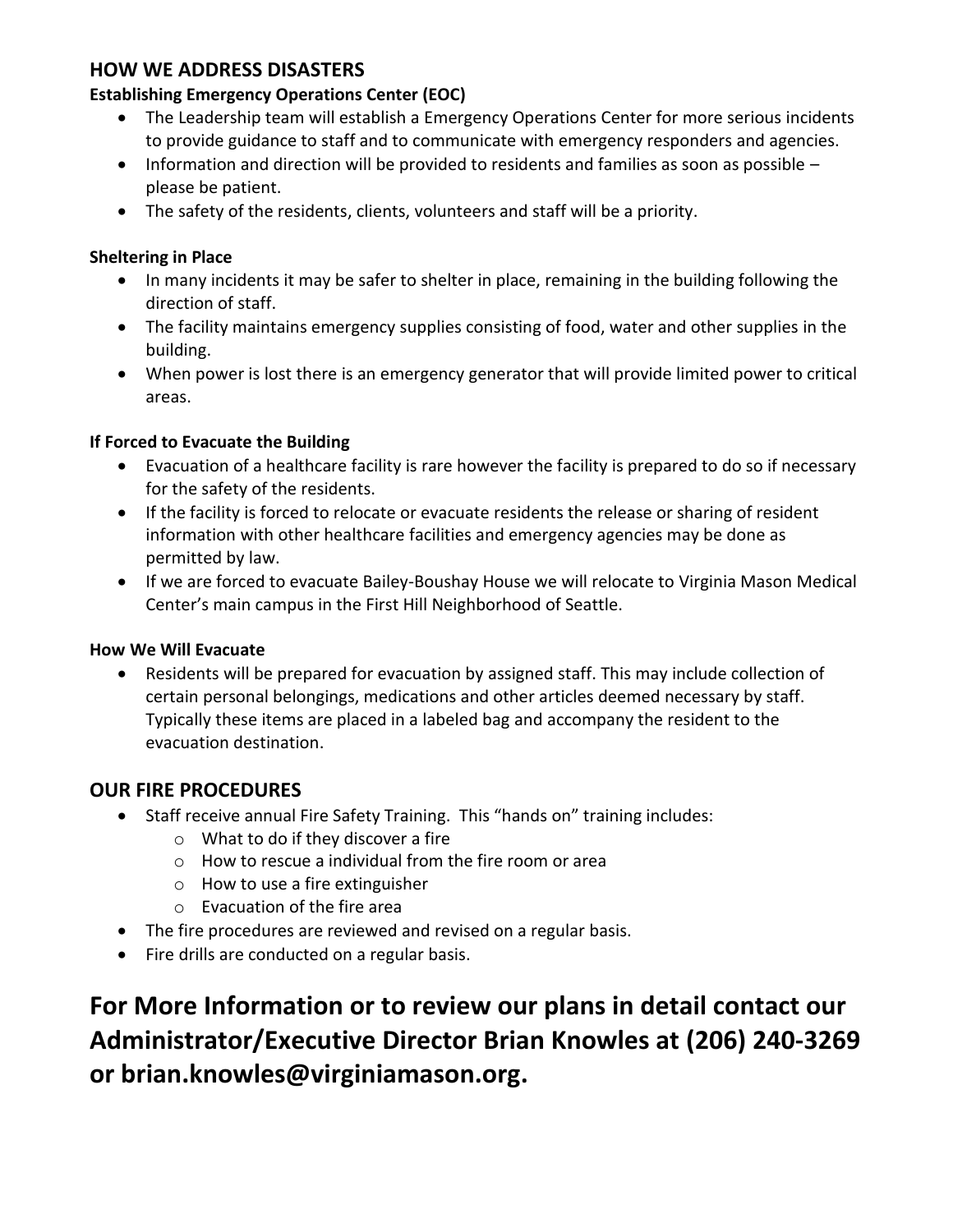## HOW WE ADDRESS DISASTERS

**Establishing Emergency Operations Center (EOC)**

- The Leadership team will establish a Emergency Operations Center for more serious incidents to provide guidance to staff and to communicate with emergency responders and agencies.
- Information and direction will be provided to residents and families as soon as possible – please be patient.
- The safety of the residents, clients, volunteers and staff will be a priority.

**Sheltering in Place**

- In many incidents it may be safer to shelter in place, remaining in the building following the direction of staff.
- The facility maintains emergency supplies consisting of food, water and other supplies in the building.
- When power is lost there is an emergency generator that will provide limited power to critical areas.

**If Forced to Evacuate the Building**

- Evacuation of a healthcare facility is rare however the facility is prepared to do so if necessary for the safety of the residents.
- If the facility is forced to relocate or evacuate residents the release or sharing of resident information with other healthcare facilities and emergency agencies may be done as permitted by law.
- If we are forced to evacuate Bailey-Boushay House we will relocate to Virginia Mason Medical Center's main campus in the First Hill Neighborhood of Seattle.

**How We Will Evacuate**

- Residents will be prepared for evacuation by assigned staff. This may include collection of certain personal belongings, medications and other articles deemed necessary by staff. Typically these items are placed in a labeled bag and accompany the resident to the evacuation destination.

## OUR FIRE PROCEDURES

- Staff receive annual Fire Safety Training. This "hands on" training includes:
  - What to do if they discover a fire
  - How to rescue a individual from the fire room or area
  - How to use a fire extinguisher
  - Evacuation of the fire area
- The fire procedures are reviewed and revised on a regular basis.
- Fire drills are conducted on a regular basis.

# For More Information or to review our plans in detail contact our Administrator/Executive Director Brian Knowles at (206) 240-3269 or brian.knowles@virginiamason.org.